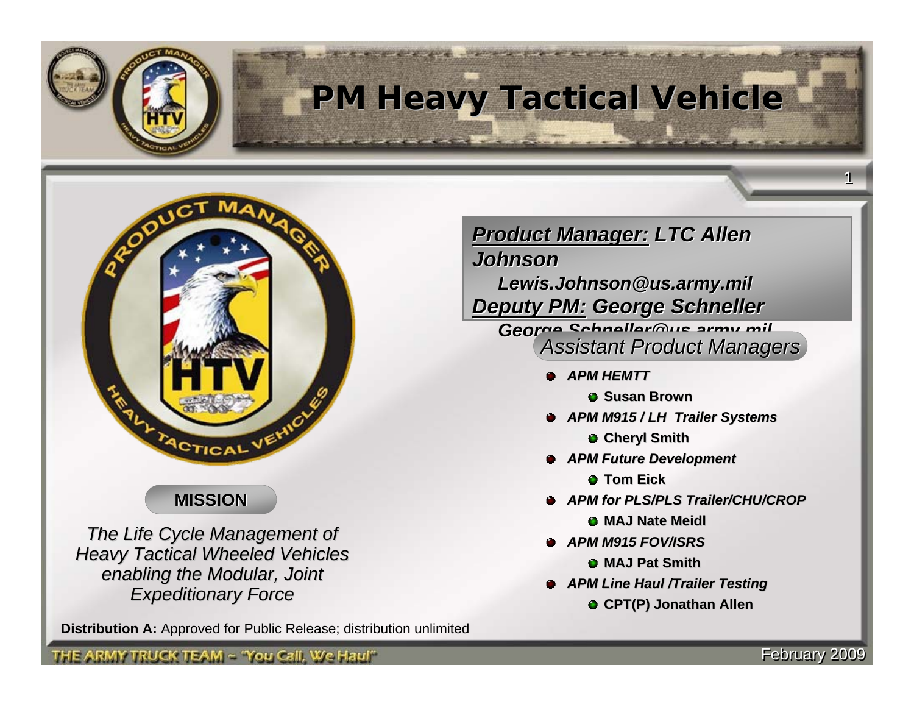# PM Heavy Tactical Vehicle

**MISSION**

*The Life Cycle Management of Heavy Tactical Wheeled Vehicles enabling the Modular, Joint Expeditionary Force*

***Product Manager:* LTC Allen Johnson**

***Lewis.Johnson@us.army.mil***

***Deputy PM:* George Schneller**

***George.Schneller@us.army.mil***

*Assistant Product Managers*

- ***APM HEMTT***
  - **Susan Brown**
- ***APM M915 / LH Trailer Systems***
  - **Cheryl Smith**
- ***APM Future Development***
  - **Tom Eick**
- ***APM for PLS/PLS Trailer/CHU/CROP***
  - **MAJ Nate Meidl**
- ***APM M915 FOV/ISRS***
  - **MAJ Pat Smith**
- ***APM Line Haul /Trailer Testing***
  - **CPT(P) Jonathan Allen**

**Distribution A:** Approved for Public Release; distribution unlimited

THE ARMY TRUCK TEAM ~ "You Call, We Haul"

February 2009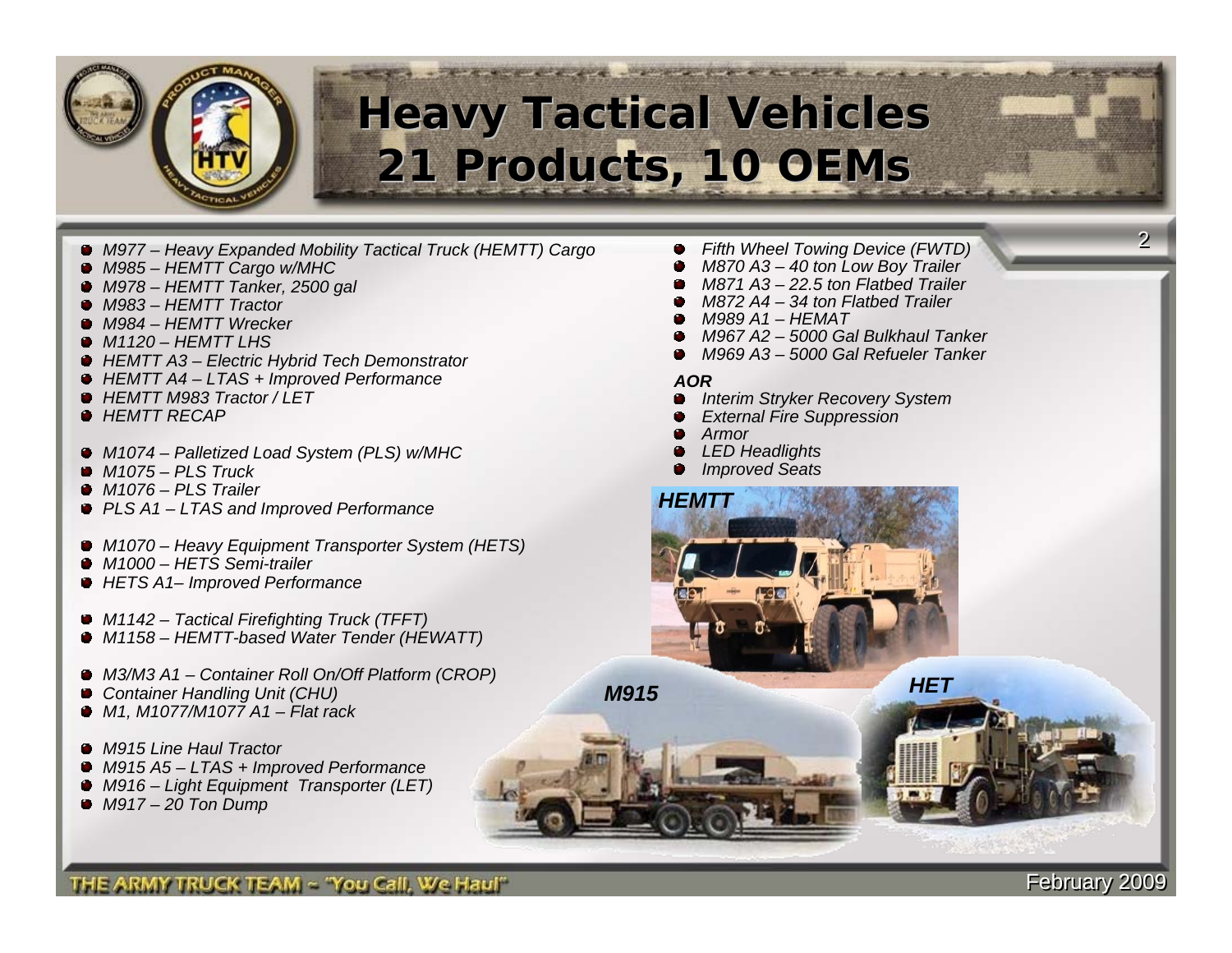# Heavy Tactical Vehicles
# 21 Products, 10 OEMs

- *M977 – Heavy Expanded Mobility Tactical Truck (HEMTT) Cargo*
- *M985 – HEMTT Cargo w/MHC*
- *M978 – HEMTT Tanker, 2500 gal*
- *M983 – HEMTT Tractor*
- *M984 – HEMTT Wrecker*
- *M1120 – HEMTT LHS*
- *HEMTT A3 – Electric Hybrid Tech Demonstrator*
- *HEMTT A4 – LTAS + Improved Performance*
- *HEMTT M983 Tractor / LET*
- *HEMTT RECAP*

- *M1074 – Palletized Load System (PLS) w/MHC*
- *M1075 – PLS Truck*
- *M1076 – PLS Trailer*
- *PLS A1 – LTAS and Improved Performance*

- *M1070 – Heavy Equipment Transporter System (HETS)*
- *M1000 – HETS Semi-trailer*
- *HETS A1– Improved Performance*

- *M1142 – Tactical Firefighting Truck (TFFT)*
- *M1158 – HEMTT-based Water Tender (HEWATT)*

- *M3/M3 A1 – Container Roll On/Off Platform (CROP)*
- *Container Handling Unit (CHU)*
- *M1, M1077/M1077 A1 – Flat rack*

- *M915 Line Haul Tractor*
- *M915 A5 – LTAS + Improved Performance*
- *M916 – Light Equipment Transporter (LET)*
- *M917 – 20 Ton Dump*

- *Fifth Wheel Towing Device (FWTD)*
- *M870 A3 – 40 ton Low Boy Trailer*
- *M871 A3 – 22.5 ton Flatbed Trailer*
- *M872 A4 – 34 ton Flatbed Trailer*
- *M989 A1 – HEMAT*
- *M967 A2 – 5000 Gal Bulkhaul Tanker*
- *M969 A3 – 5000 Gal Refueler Tanker*

***AOR***

- *Interim Stryker Recovery System*
- *External Fire Suppression*
- *Armor*
- *LED Headlights*
- *Improved Seats*

***HEMTT***

***M915***

***HET***

THE ARMY TRUCK TEAM ~ "You Call, We Haul"

February 2009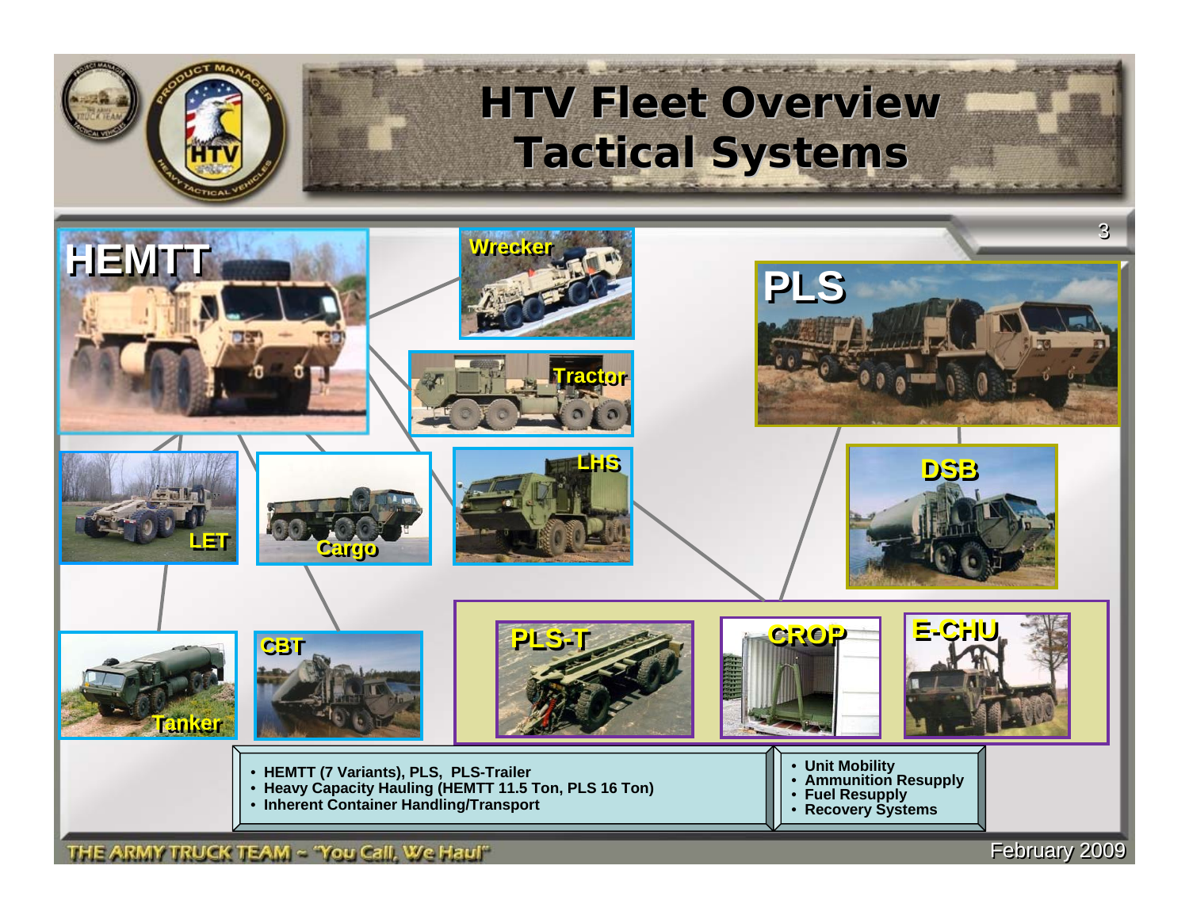# HTV Fleet Overview
## Tactical Systems

HEMTT

Wrecker

Tractor

LET

Cargo

LHS

Tanker

CBT

PLS

DSB

PLS-T

CROP

E-CHU

- HEMTT (7 Variants), PLS, PLS-Trailer
- Heavy Capacity Hauling (HEMTT 11.5 Ton, PLS 16 Ton)
- Inherent Container Handling/Transport

- Unit Mobility
- Ammunition Resupply
- Fuel Resupply
- Recovery Systems

THE ARMY TRUCK TEAM ~ "You Call, We Haul"

February 2009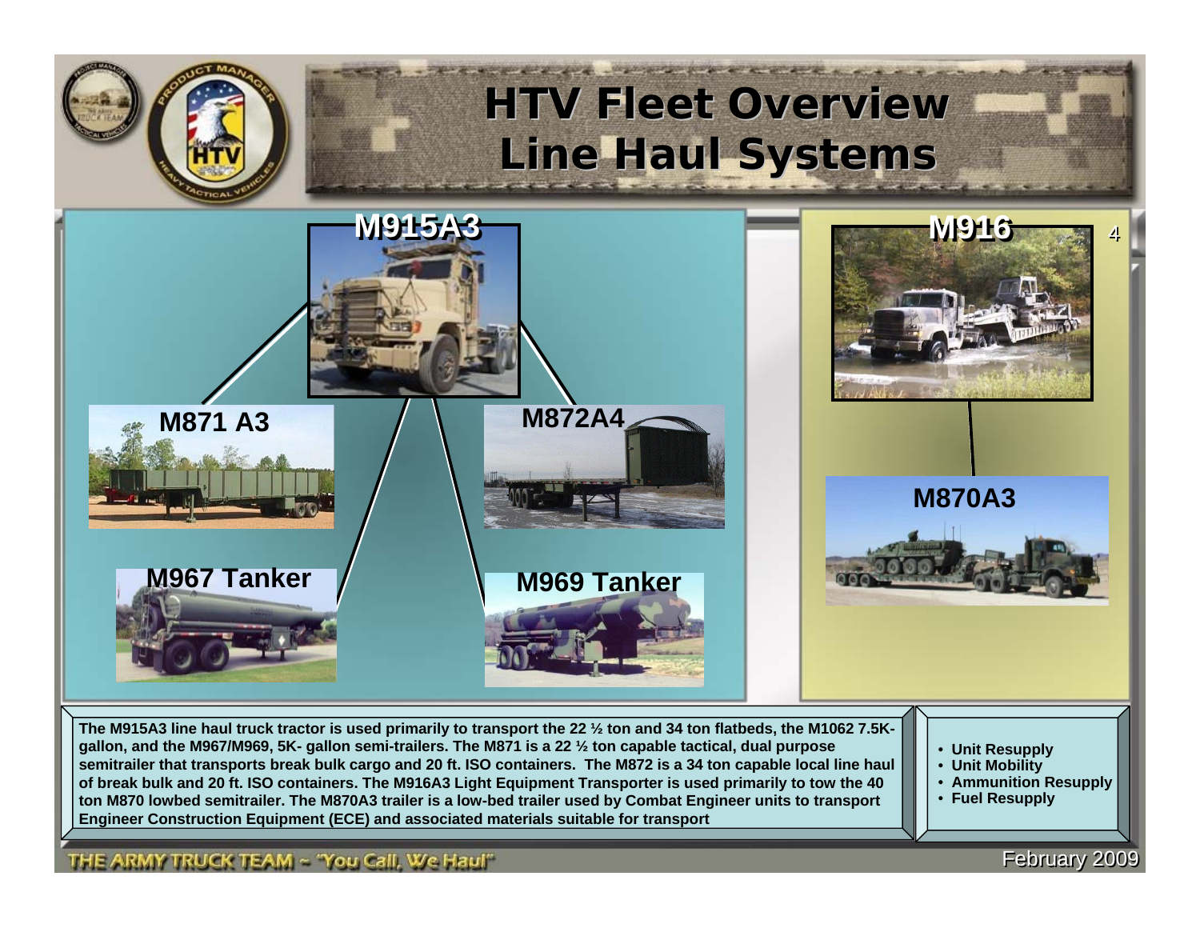# HTV Fleet Overview
# Line Haul Systems

**M915A3**

**M871 A3**

**M872A4**

**M967 Tanker**

**M969 Tanker**

**M916**

**M870A3**

**The M915A3 line haul truck tractor is used primarily to transport the 22 ½ ton and 34 ton flatbeds, the M1062 7.5K-gallon, and the M967/M969, 5K- gallon semi-trailers. The M871 is a 22 ½ ton capable tactical, dual purpose semitrailer that transports break bulk cargo and 20 ft. ISO containers. The M872 is a 34 ton capable local line haul of break bulk and 20 ft. ISO containers. The M916A3 Light Equipment Transporter is used primarily to tow the 40 ton M870 lowbed semitrailer. The M870A3 trailer is a low-bed trailer used by Combat Engineer units to transport Engineer Construction Equipment (ECE) and associated materials suitable for transport**

- **Unit Resupply**
- **Unit Mobility**
- **Ammunition Resupply**
- **Fuel Resupply**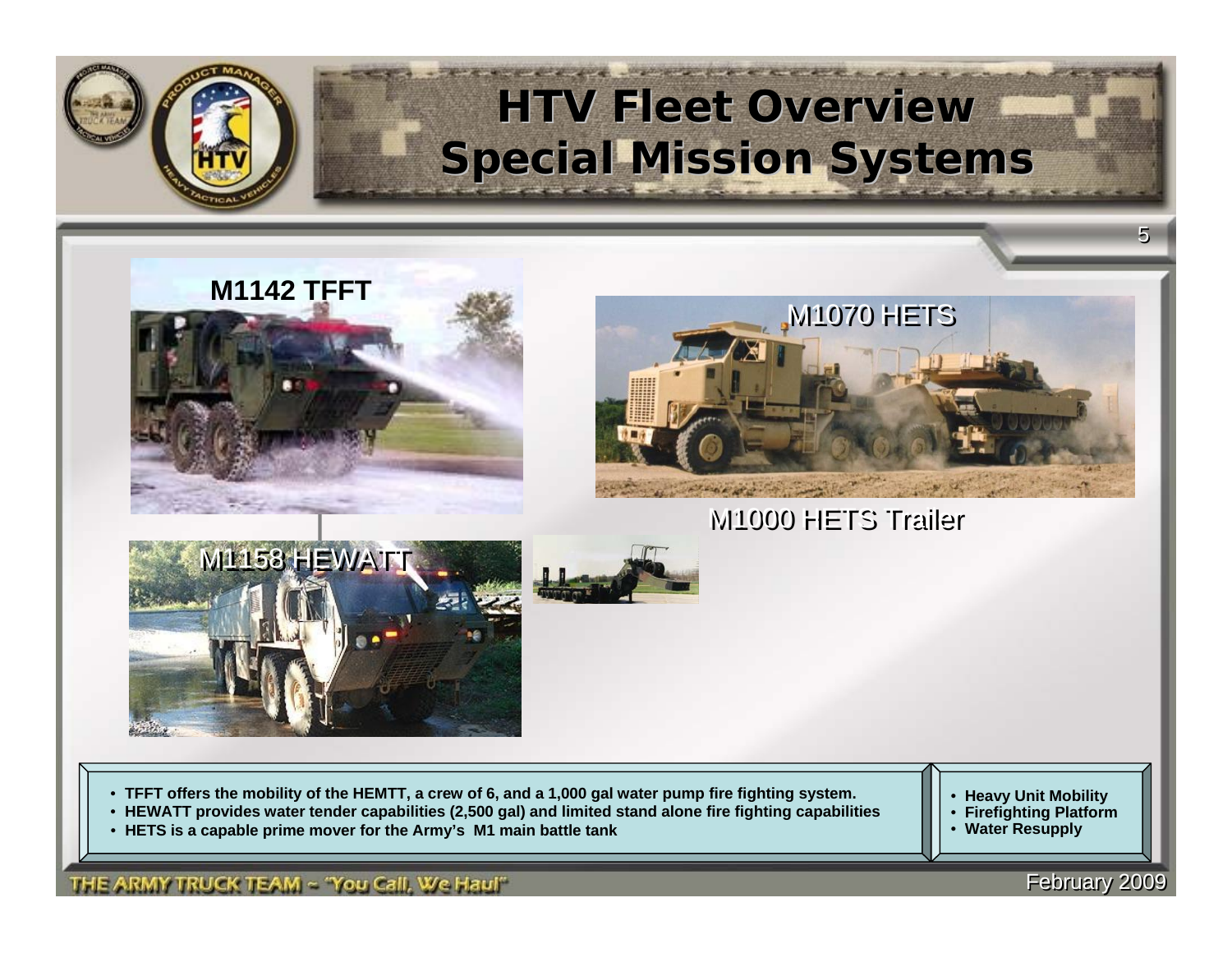# HTV Fleet Overview
## Special Mission Systems

**M1142 TFFT**

M1070 HETS

M1000 HETS Trailer

M1158 HEWATT

- **TFFT offers the mobility of the HEMTT, a crew of 6, and a 1,000 gal water pump fire fighting system.**
- **HEWATT provides water tender capabilities (2,500 gal) and limited stand alone fire fighting capabilities**
- **HETS is a capable prime mover for the Army's M1 main battle tank**

- **Heavy Unit Mobility**
- **Firefighting Platform**
- **Water Resupply**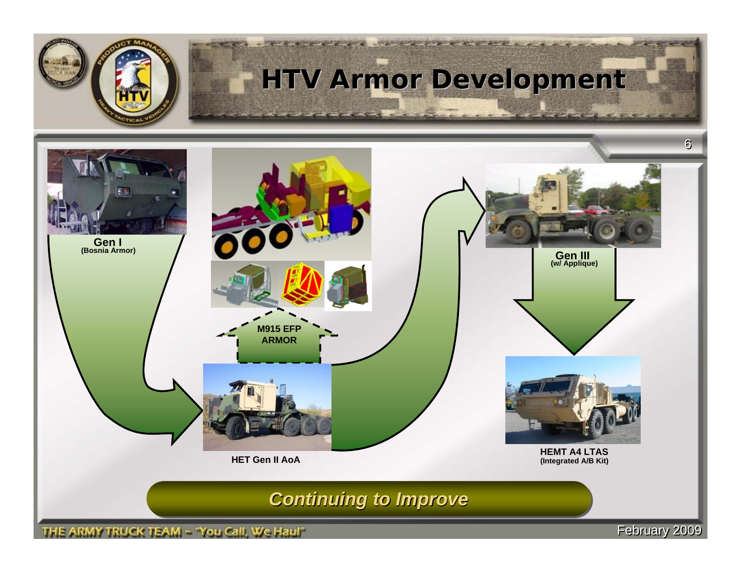# HTV Armor Development

**Gen I**
**(Bosnia Armor)**

**M915 EFP ARMOR**

**HET Gen II AoA**

**Gen III**
**(w/ Applique)**

**HEMT A4 LTAS**
**(Integrated A/B Kit)**

***Continuing to Improve***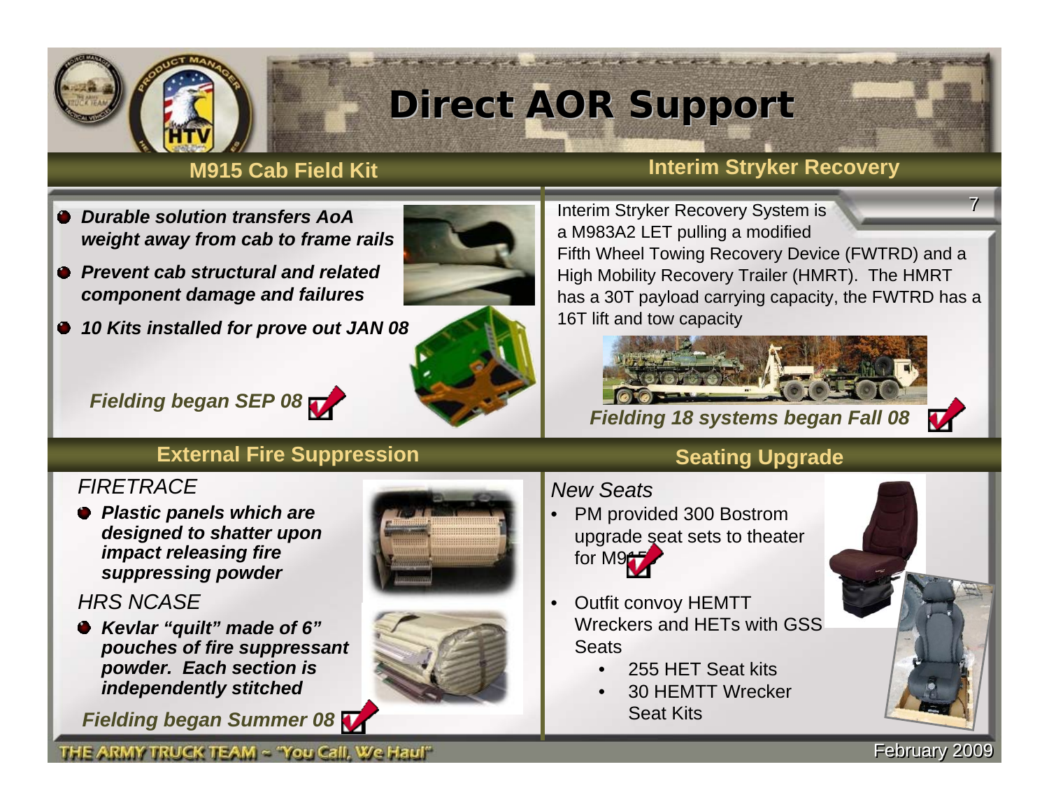# Direct AOR Support

## M915 Cab Field Kit

- ***Durable solution transfers AoA weight away from cab to frame rails***
- ***Prevent cab structural and related component damage and failures***
- ***10 Kits installed for prove out JAN 08***

***Fielding began SEP 08***

## Interim Stryker Recovery

Interim Stryker Recovery System is a M983A2 LET pulling a modified Fifth Wheel Towing Recovery Device (FWTRD) and a High Mobility Recovery Trailer (HMRT). The HMRT has a 30T payload carrying capacity, the FWTRD has a 16T lift and tow capacity

***Fielding 18 systems began Fall 08***

## External Fire Suppression

*FIRETRACE*

- ***Plastic panels which are designed to shatter upon impact releasing fire suppressing powder***

*HRS NCASE*

- ***Kevlar "quilt" made of 6" pouches of fire suppressant powder. Each section is independently stitched***

***Fielding began Summer 08***

## Seating Upgrade

*New Seats*

- PM provided 300 Bostrom upgrade seat sets to theater for M915
- Outfit convoy HEMTT Wreckers and HETs with GSS Seats
  - 255 HET Seat kits
  - 30 HEMTT Wrecker Seat Kits

THE ARMY TRUCK TEAM ~ "You Call, We Haul"

February 2009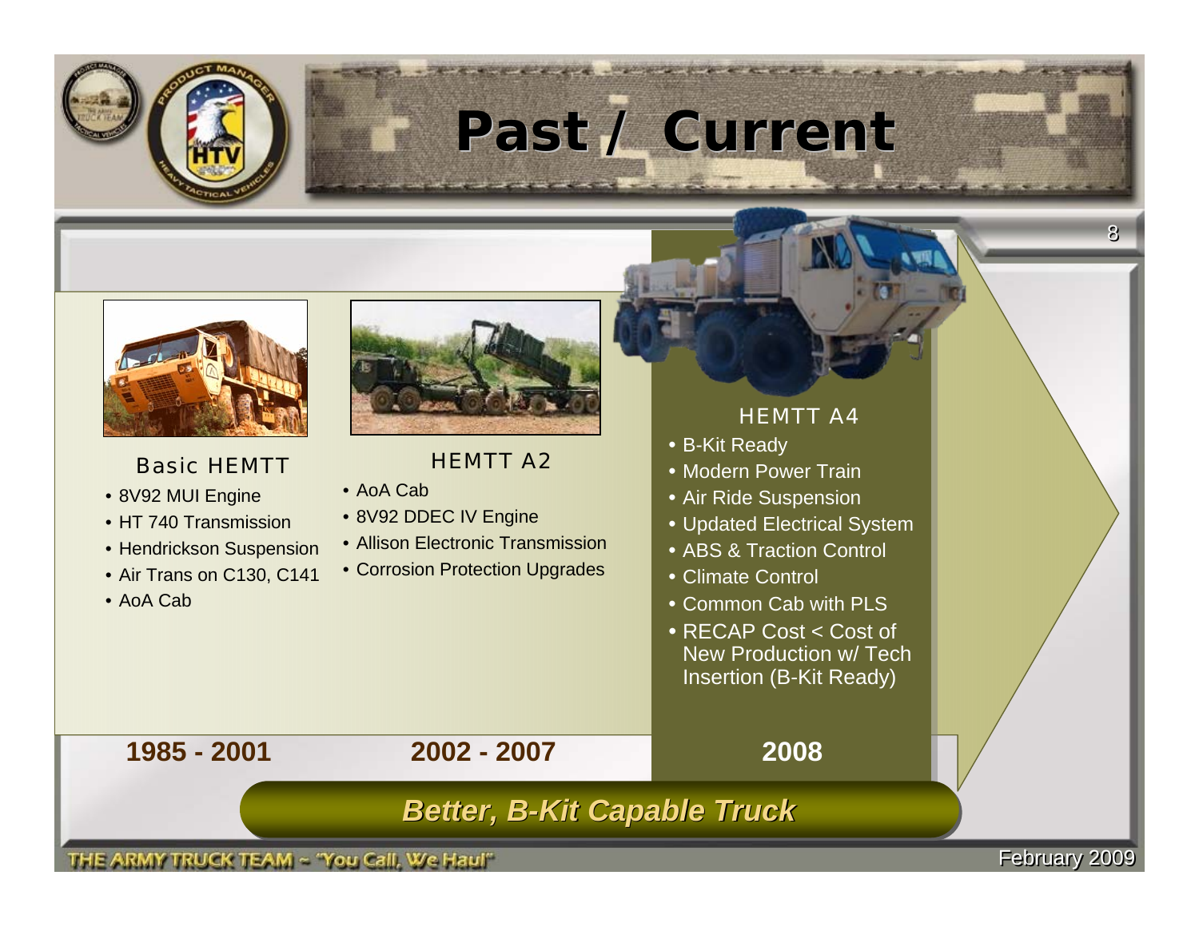# Past / Current

### Basic HEMTT

- 8V92 MUI Engine
- HT 740 Transmission
- Hendrickson Suspension
- Air Trans on C130, C141
- AoA Cab

**1985 - 2001**

### HEMTT A2

- AoA Cab
- 8V92 DDEC IV Engine
- Allison Electronic Transmission
- Corrosion Protection Upgrades

**2002 - 2007**

### HEMTT A4

- B-Kit Ready
- Modern Power Train
- Air Ride Suspension
- Updated Electrical System
- ABS & Traction Control
- Climate Control
- Common Cab with PLS
- RECAP Cost < Cost of New Production w/ Tech Insertion (B-Kit Ready)

**2008**

***Better, B-Kit Capable Truck***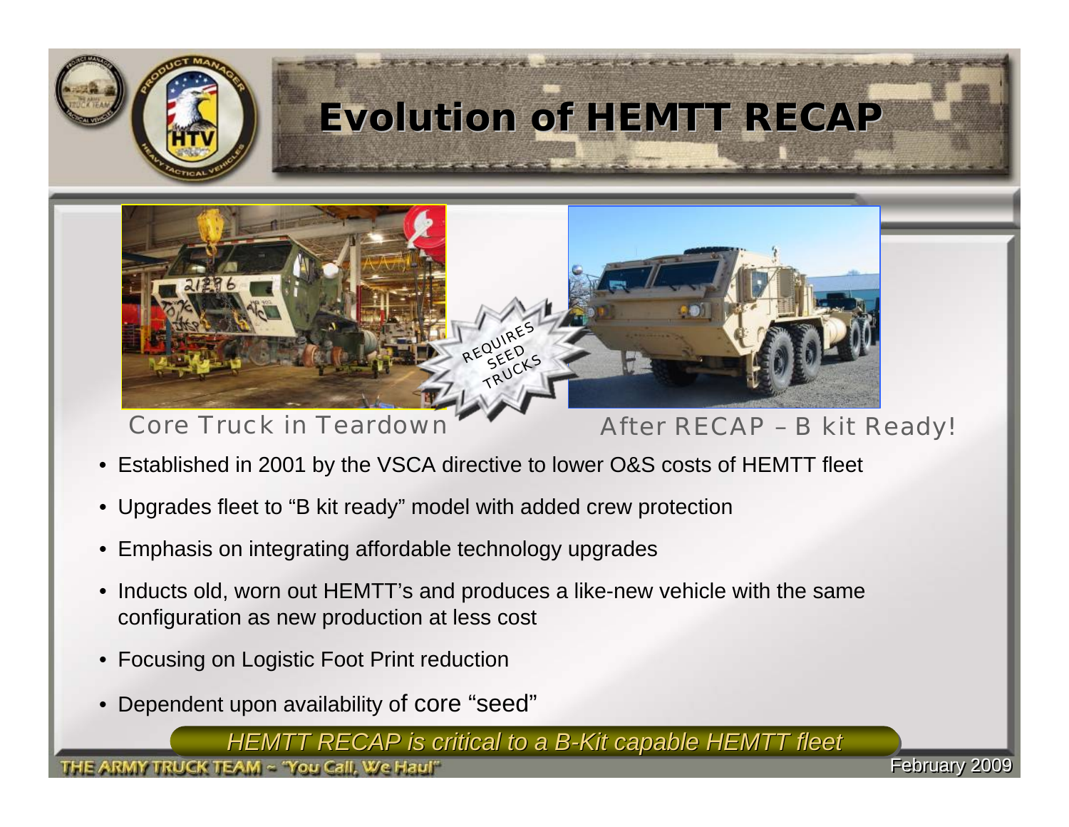# Evolution of HEMTT RECAP

REQUIRES SEED TRUCKS

Core Truck in Teardown

After RECAP – B kit Ready!

- Established in 2001 by the VSCA directive to lower O&S costs of HEMTT fleet
- Upgrades fleet to "B kit ready" model with added crew protection
- Emphasis on integrating affordable technology upgrades
- Inducts old, worn out HEMTT's and produces a like-new vehicle with the same configuration as new production at less cost
- Focusing on Logistic Foot Print reduction
- Dependent upon availability of core "seed"

*HEMTT RECAP is critical to a B-Kit capable HEMTT fleet*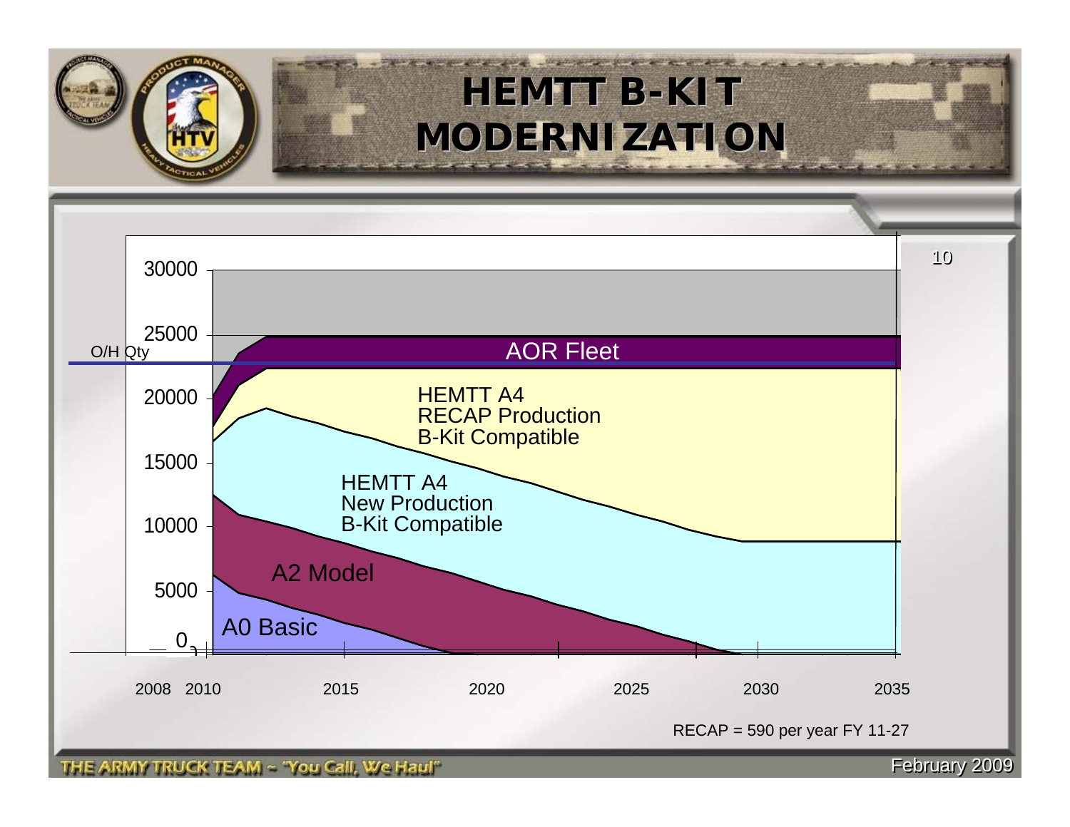# HEMTT B-KIT MODERNIZATION

O/H Qty

30000
25000
20000
15000
10000
5000
0

AOR Fleet

HEMTT A4
RECAP Production
B-Kit Compatible

HEMTT A4
New Production
B-Kit Compatible

A2 Model

A0 Basic

2008 2010 2015 2020 2025 2030 2035

RECAP = 590 per year FY 11-27

THE ARMY TRUCK TEAM ~ "You Call, We Haul"

February 2009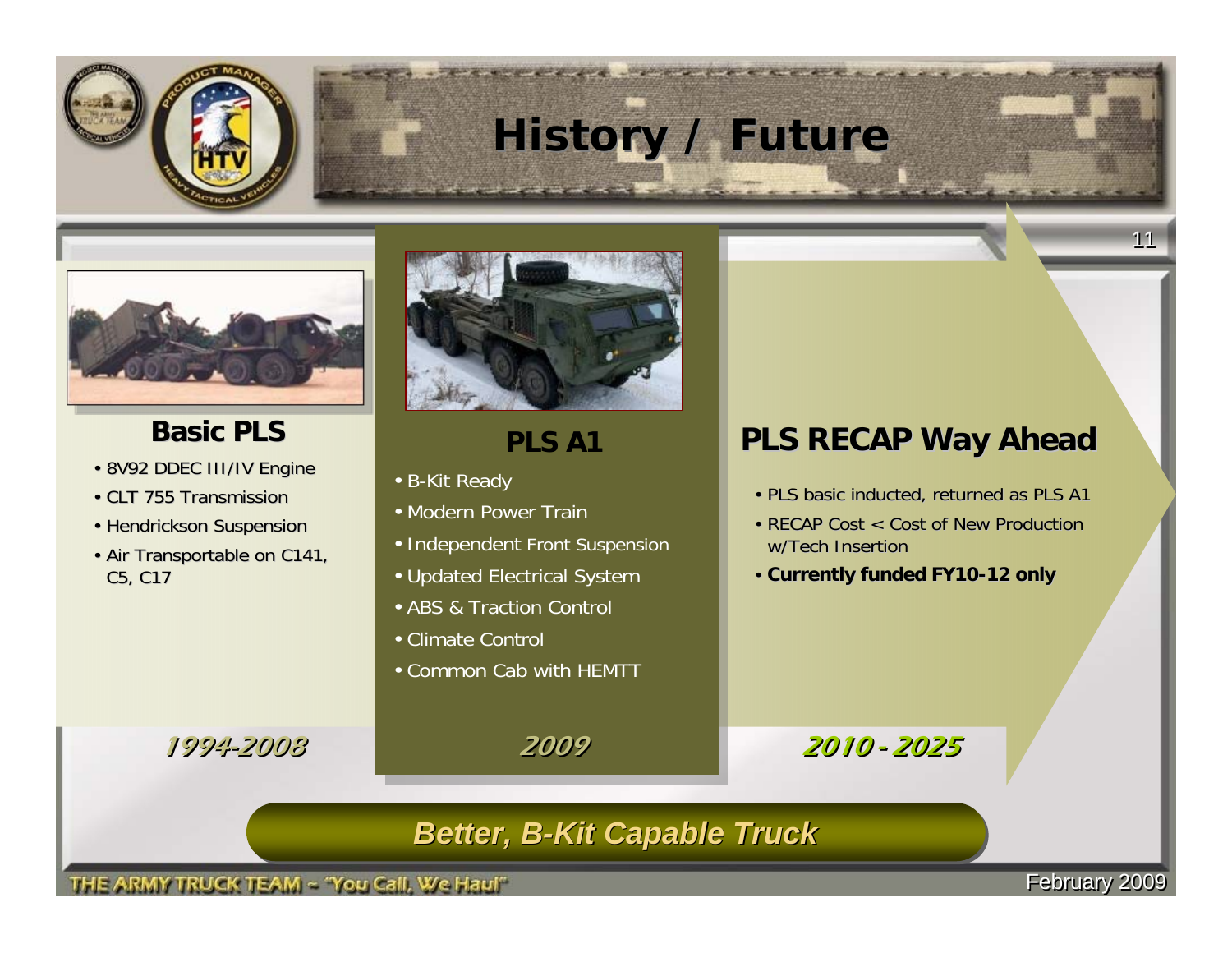# History / Future

## Basic PLS

- 8V92 DDEC III/IV Engine
- CLT 755 Transmission
- Hendrickson Suspension
- Air Transportable on C141, C5, C17

***1994-2008***

## PLS A1

- B-Kit Ready
- Modern Power Train
- Independent Front Suspension
- Updated Electrical System
- ABS & Traction Control
- Climate Control
- Common Cab with HEMTT

***2009***

## PLS RECAP Way Ahead

- PLS basic inducted, returned as PLS A1
- RECAP Cost < Cost of New Production w/Tech Insertion
- **Currently funded FY10-12 only**

***2010 - 2025***

***Better, B-Kit Capable Truck***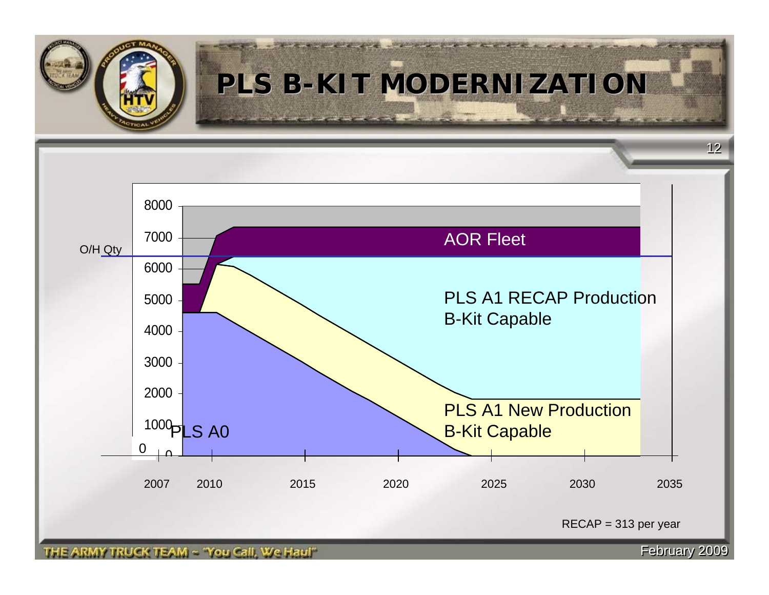# PLS B-KIT MODERNIZATION

O/H Qty

8000
7000
6000
5000
4000
3000
2000
1000
0

2007 2010 2015 2020 2025 2030 2035

AOR Fleet

PLS A1 RECAP Production B-Kit Capable

PLS A1 New Production B-Kit Capable

PLS A0

RECAP = 313 per year

THE ARMY TRUCK TEAM ~ "You Call, We Haul"

February 2009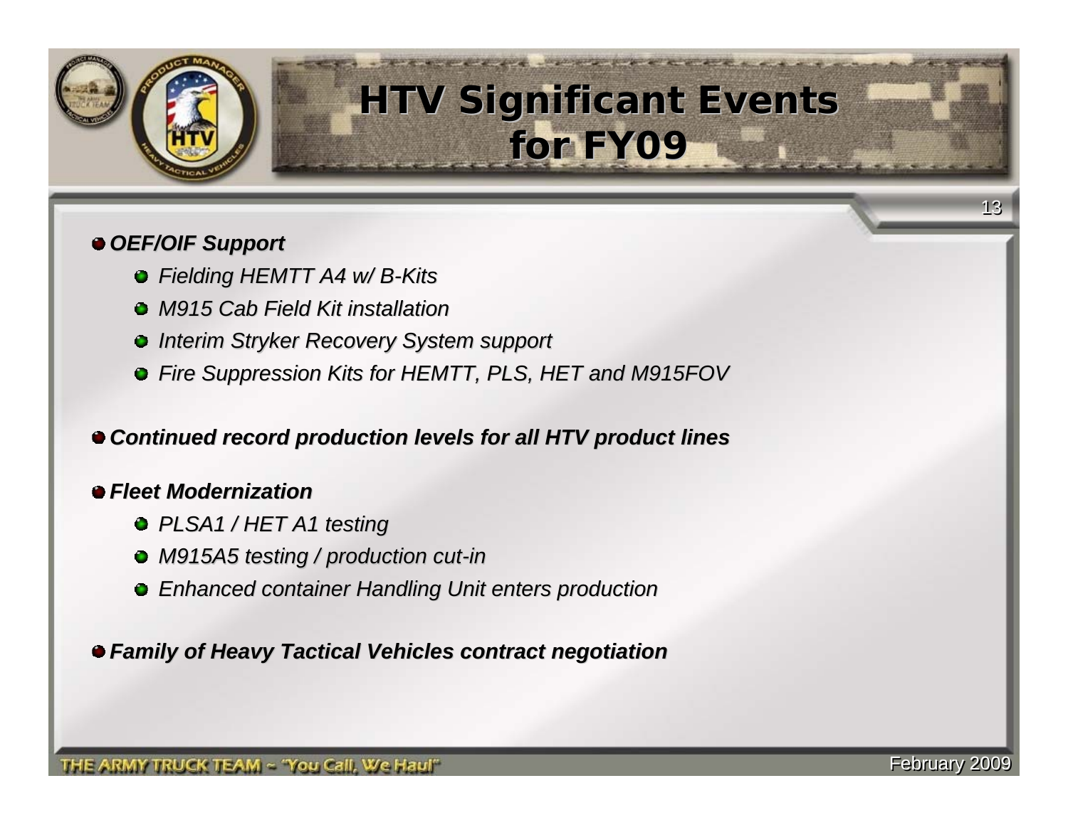# HTV Significant Events for FY09

- ***OEF/OIF Support***
  - *Fielding HEMTT A4 w/ B-Kits*
  - *M915 Cab Field Kit installation*
  - *Interim Stryker Recovery System support*
  - *Fire Suppression Kits for HEMTT, PLS, HET and M915FOV*

- ***Continued record production levels for all HTV product lines***

- ***Fleet Modernization***
  - *PLSA1 / HET A1 testing*
  - *M915A5 testing / production cut-in*
  - *Enhanced container Handling Unit enters production*

- ***Family of Heavy Tactical Vehicles contract negotiation***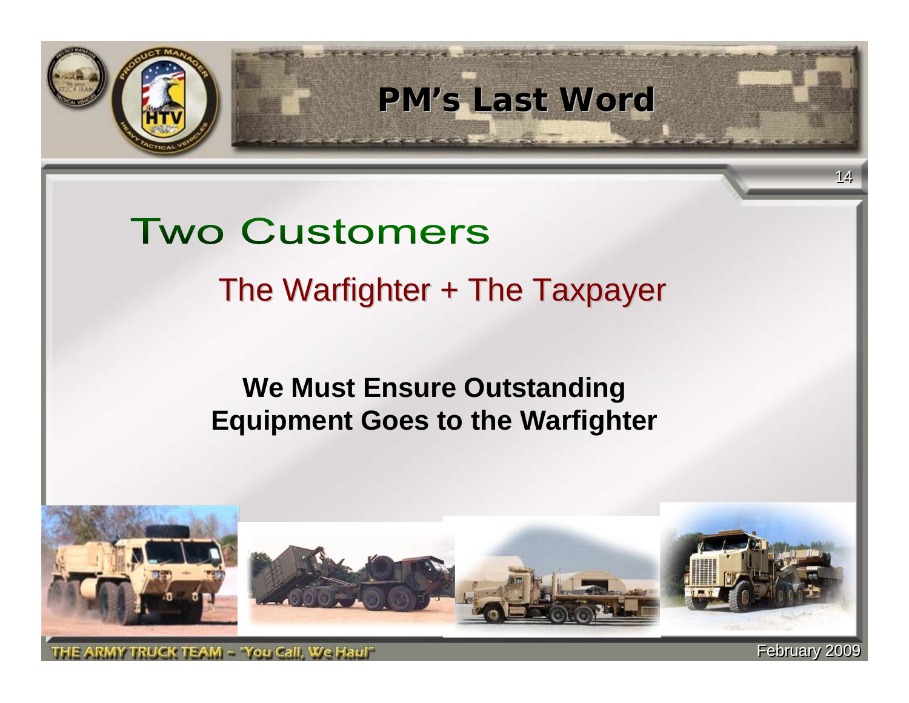# PM's Last Word

## Two Customers

### The Warfighter + The Taxpayer

**We Must Ensure Outstanding Equipment Goes to the Warfighter**